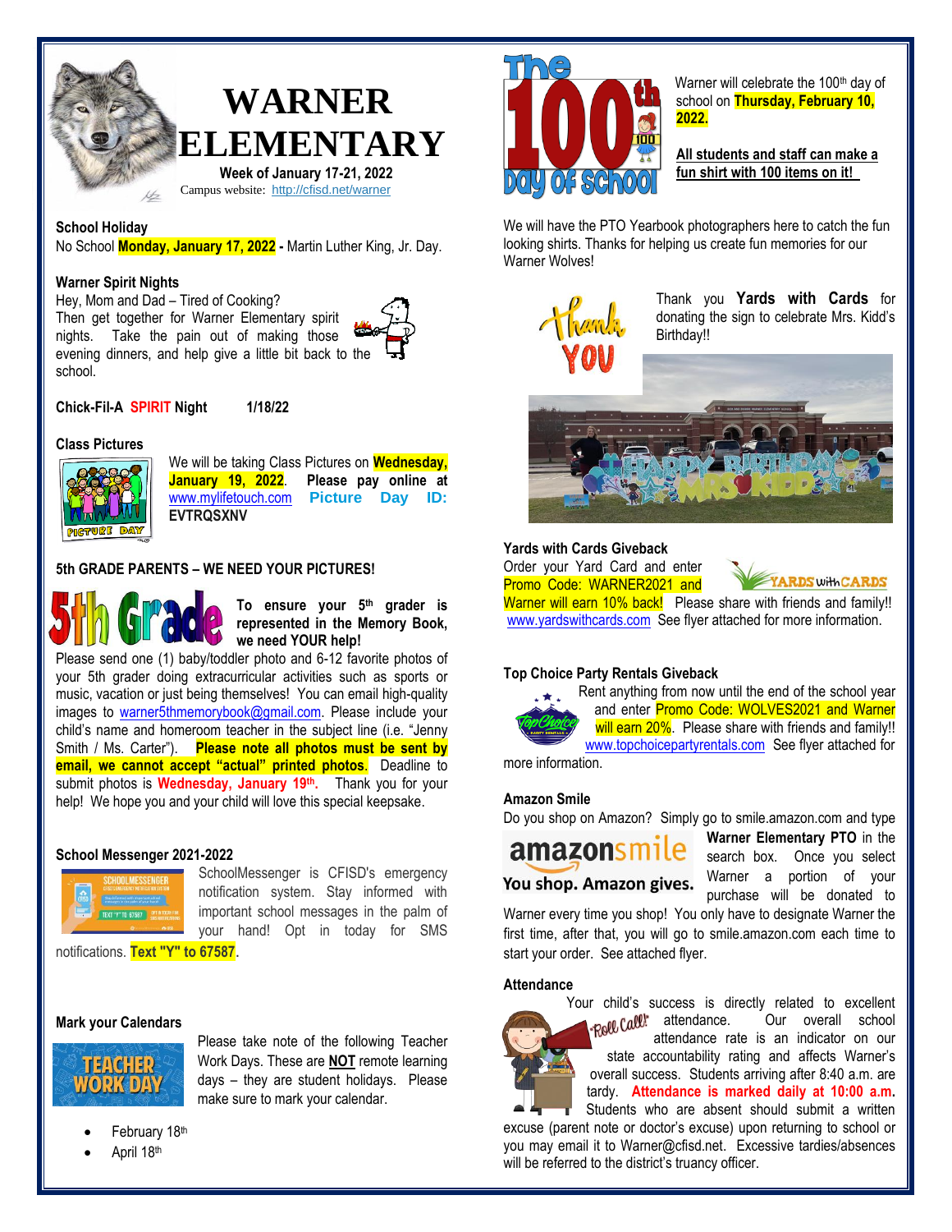# WARNER ELEMENTARY

**Week of January 17-21, 2022**

Campus website: http://cfisd.net/warner

### School Holiday

No School **Monday, January 17, 2022 -** Martin Luther King, Jr. Day.

### Warner Spirit Nights

Hey, Mom and Dad – Tired of Cooking?

Then get together for Warner Elementary spirit nights. Take the pain out of making those evening dinners, and help give a little back to the school.

**Chick-Fil-A SPIRIT Night 1/18/22**

### Class Pictures

We will be taking Class Pictures on **Wednesday, January 19, 2022**. **Please pay online at** www.mylifetouch.com **Picture Day ID: EVTRQSXNV**

### 5th GRADE PARENTS – WE NEED YOUR PICTURES!

**To ensure your 5th grader is represented in the Memory Book, we need YOUR help!**

Please send one (1) baby/toddler photo and 6-12 favorite photos of your 5th grader doing extracurricular activities such as sports or music, vacation or just being themselves! You can email high-quality images to warner5thmemorybook@gmail.com. Please include your child's name and homeroom teacher in the subject line (i.e. "Jenny Smith / Ms. Carter"). **Please note all photos must be sent by email, we cannot accept "actual" printed photos.** Deadline to submit photos is **Wednesday, January 19th**. Thank you for your help! We hope you and your child will love this special keepsake.

### School Messenger 2021-2022

SchoolMessenger is CFISD's emergency notification system. Stay informed with important school messages in the palm of your hand! Opt in today for SMS notifications. **Text "Y" to 67587**.

### Mark your Calendars

Please take note of the following Teacher Work Days. These are **NOT** remote learning days – they are student holidays. Please make sure to mark your calendar.

- February 18th
- April 18th

### The 100th Day of School

Warner will celebrate the 100th day of school on **Thursday, February 10, 2022.**

**All students and staff can make a fun shirt with 100 items on it!**

We will have the PTO Yearbook photographers here to catch the fun looking shirts. Thanks for helping us create fun memories for our Warner Wolves!

Thank you **Yards with Cards** for donating the sign to celebrate Mrs. Kidd's Birthday!!

### Yards with Cards Giveback

Order your Yard Card and enter Promo Code: WARNER2021 and Warner will earn 10% back! Please share with friends and family!! www.yardswithcards.com See flyer attached for more information.

### Top Choice Party Rentals Giveback

Rent anything from now until the end of the school year and enter Promo Code: WOLVES2021 and Warner will earn 20%. Please share with friends and family!! www.topchoicepartyrentals.com See flyer attached for more information.

### Amazon Smile

Do you shop on Amazon? Simply go to smile.amazon.com and type **Warner Elementary PTO** in the search box. Once you select Warner a portion of your purchase will be donated to Warner every time you shop! You only have to designate Warner the first time, after that, you will go to smile.amazon.com each time to start your order. See attached flyer.

### Attendance

Your child's success is directly related to excellent attendance. Our overall school attendance rate is an indicator on our state accountability rating and affects Warner's overall success. Students arriving after 8:40 a.m. are tardy. **Attendance is marked daily at 10:00 a.m.** Students who are absent should submit a written excuse (parent note or doctor's excuse) upon returning to school or you may email it to Warner@cfisd.net. Excessive tardies/absences will be referred to the district's truancy officer.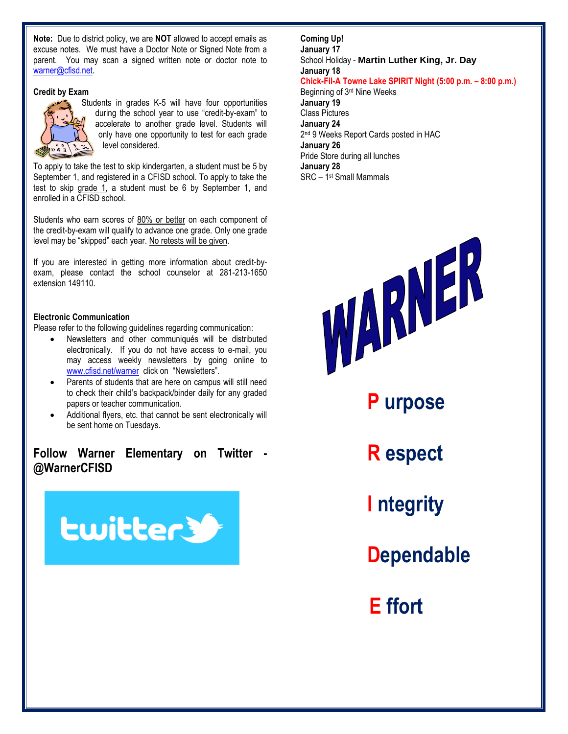**Note:** Due to district policy, we are **NOT** allowed to accept emails as excuse notes. We must have a Doctor Note or Signed Note from a parent. You may scan a signed written note or doctor note to warner@cfisd.net.

### Credit by Exam

Students in grades K-5 will have four opportunities during the school year to use "credit-by-exam" to accelerate to another grade level. Students will only have one opportunity to test for each grade level considered.

To apply to take the test to skip kindergarten, a student must be 5 by September 1, and registered in a CFISD school. To apply to take the test to skip grade 1, a student must be 6 by September 1, and enrolled in a CFISD school.

Students who earn scores of 80% or better on each component of the credit-by-exam will qualify to advance one grade. Only one grade level may be "skipped" each year. No retests will be given.

If you are interested in getting more information about credit-by-exam, please contact the school counselor at 281-213-1650 extension 149110.

### Electronic Communication

Please refer to the following guidelines regarding communication:

- Newsletters and other communiqués will be distributed electronically. If you do not have access to e-mail, you may access weekly newsletters by going online to www.cfisd.net/warner click on "Newsletters".
- Parents of students that are here on campus will still need to check their child's backpack/binder daily for any graded papers or teacher communication.
- Additional flyers, etc. that cannot be sent electronically will be sent home on Tuesdays.

## Follow Warner Elementary on Twitter - @WarnerCFISD

twitter

### Coming Up!

**January 17**
School Holiday - **Martin Luther King, Jr. Day**

**January 18**
**Chick-Fil-A Towne Lake SPIRIT Night (5:00 p.m. – 8:00 p.m.)**
Beginning of 3rd Nine Weeks

**January 19**
Class Pictures

**January 24**
2nd 9 Weeks Report Cards posted in HAC

**January 26**
Pride Store during all lunches

**January 28**
SRC – 1st Small Mammals

# WARNER

**P urpose**

**R espect**

**I ntegrity**

**Dependable**

**E ffort**